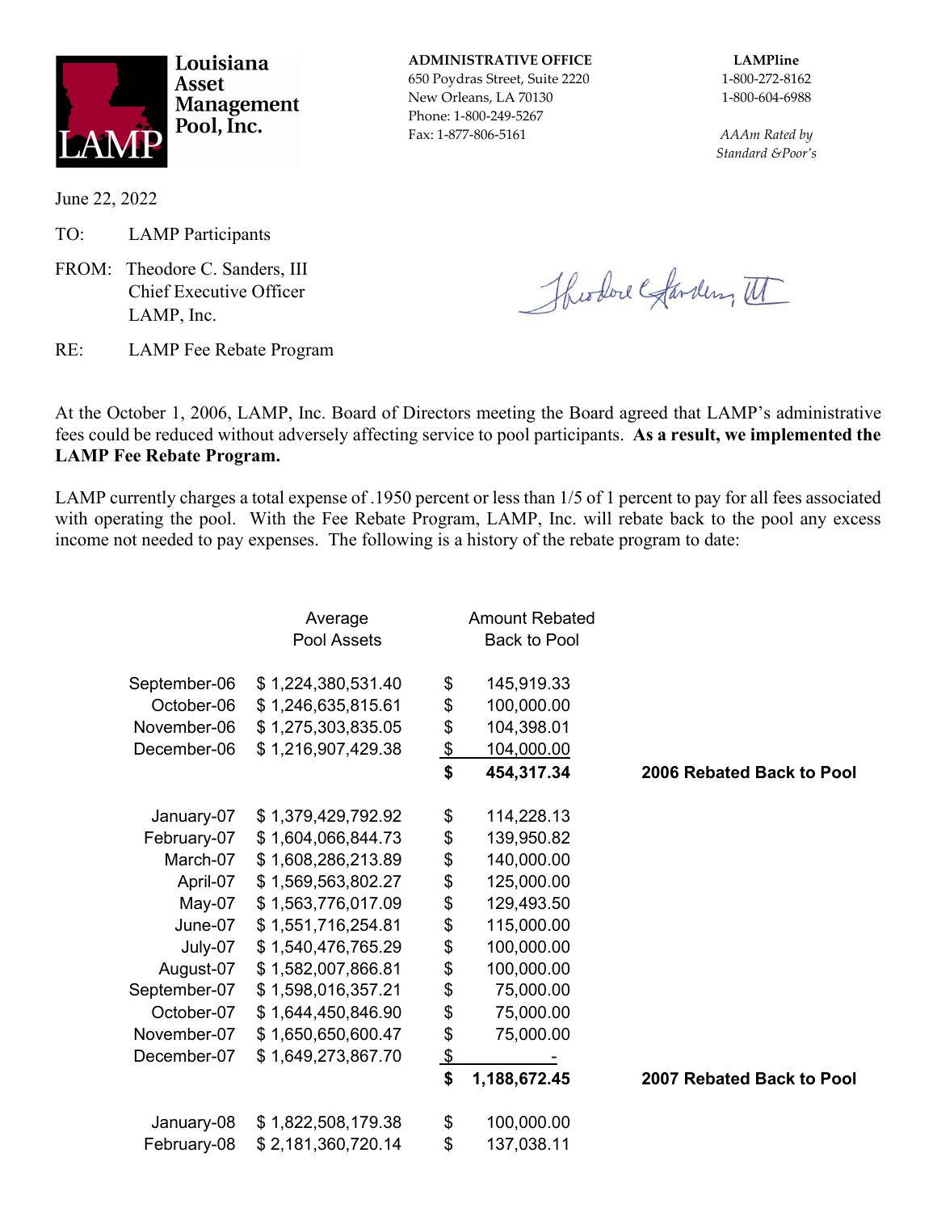**Louisiana Asset Management Pool, Inc.**

LAMP

**ADMINISTRATIVE OFFICE**
650 Poydras Street, Suite 2220
New Orleans, LA 70130
Phone: 1-800-249-5267
Fax: 1-877-806-5161

**LAMPline**
1-800-272-8162
1-800-604-6988

*AAAm Rated by Standard &Poor's*

June 22, 2022

TO: LAMP Participants

FROM: Theodore C. Sanders, III
Chief Executive Officer
LAMP, Inc.

RE: LAMP Fee Rebate Program

At the October 1, 2006, LAMP, Inc. Board of Directors meeting the Board agreed that LAMP's administrative fees could be reduced without adversely affecting service to pool participants. **As a result, we implemented the LAMP Fee Rebate Program.**

LAMP currently charges a total expense of .1950 percent or less than 1/5 of 1 percent to pay for all fees associated with operating the pool. With the Fee Rebate Program, LAMP, Inc. will rebate back to the pool any excess income not needed to pay expenses. The following is a history of the rebate program to date:

| | Average Pool Assets | Amount Rebated Back to Pool | |
|---|---|---|---|
| September-06 | $ 1,224,380,531.40 | $ 145,919.33 | |
| October-06 | $ 1,246,635,815.61 | $ 100,000.00 | |
| November-06 | $ 1,275,303,835.05 | $ 104,398.01 | |
| December-06 | $ 1,216,907,429.38 | $ 104,000.00 | |
| | | **$ 454,317.34** | **2006 Rebated Back to Pool** |
| January-07 | $ 1,379,429,792.92 | $ 114,228.13 | |
| February-07 | $ 1,604,066,844.73 | $ 139,950.82 | |
| March-07 | $ 1,608,286,213.89 | $ 140,000.00 | |
| April-07 | $ 1,569,563,802.27 | $ 125,000.00 | |
| May-07 | $ 1,563,776,017.09 | $ 129,493.50 | |
| June-07 | $ 1,551,716,254.81 | $ 115,000.00 | |
| July-07 | $ 1,540,476,765.29 | $ 100,000.00 | |
| August-07 | $ 1,582,007,866.81 | $ 100,000.00 | |
| September-07 | $ 1,598,016,357.21 | $ 75,000.00 | |
| October-07 | $ 1,644,450,846.90 | $ 75,000.00 | |
| November-07 | $ 1,650,650,600.47 | $ 75,000.00 | |
| December-07 | $ 1,649,273,867.70 | $ - | |
| | | **$ 1,188,672.45** | **2007 Rebated Back to Pool** |
| January-08 | $ 1,822,508,179.38 | $ 100,000.00 | |
| February-08 | $ 2,181,360,720.14 | $ 137,038.11 | |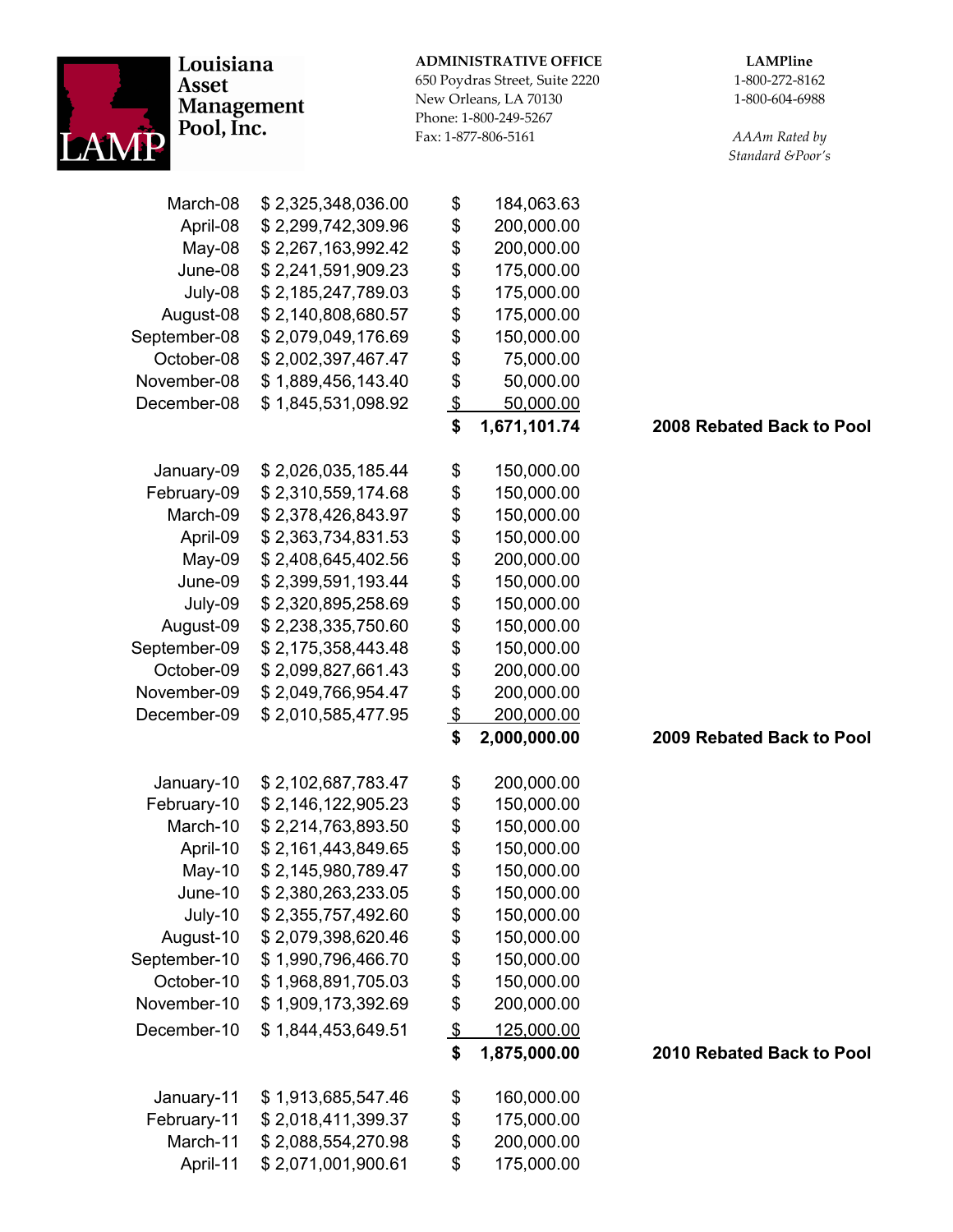**Louisiana Asset Management Pool, Inc.**

LAMP

**ADMINISTRATIVE OFFICE**
650 Poydras Street, Suite 2220
New Orleans, LA 70130
Phone: 1-800-249-5267
Fax: 1-877-806-5161

**LAMPline**
1-800-272-8162
1-800-604-6988

*AAAm Rated by Standard &Poor's*

| | | | |
|---|---|---|---|
| March-08 | $ 2,325,348,036.00 | $ 184,063.63 | |
| April-08 | $ 2,299,742,309.96 | $ 200,000.00 | |
| May-08 | $ 2,267,163,992.42 | $ 200,000.00 | |
| June-08 | $ 2,241,591,909.23 | $ 175,000.00 | |
| July-08 | $ 2,185,247,789.03 | $ 175,000.00 | |
| August-08 | $ 2,140,808,680.57 | $ 175,000.00 | |
| September-08 | $ 2,079,049,176.69 | $ 150,000.00 | |
| October-08 | $ 2,002,397,467.47 | $ 75,000.00 | |
| November-08 | $ 1,889,456,143.40 | $ 50,000.00 | |
| December-08 | $ 1,845,531,098.92 | $ 50,000.00 | |
| | | **$ 1,671,101.74** | **2008 Rebated Back to Pool** |
| January-09 | $ 2,026,035,185.44 | $ 150,000.00 | |
| February-09 | $ 2,310,559,174.68 | $ 150,000.00 | |
| March-09 | $ 2,378,426,843.97 | $ 150,000.00 | |
| April-09 | $ 2,363,734,831.53 | $ 150,000.00 | |
| May-09 | $ 2,408,645,402.56 | $ 200,000.00 | |
| June-09 | $ 2,399,591,193.44 | $ 150,000.00 | |
| July-09 | $ 2,320,895,258.69 | $ 150,000.00 | |
| August-09 | $ 2,238,335,750.60 | $ 150,000.00 | |
| September-09 | $ 2,175,358,443.48 | $ 150,000.00 | |
| October-09 | $ 2,099,827,661.43 | $ 200,000.00 | |
| November-09 | $ 2,049,766,954.47 | $ 200,000.00 | |
| December-09 | $ 2,010,585,477.95 | $ 200,000.00 | |
| | | **$ 2,000,000.00** | **2009 Rebated Back to Pool** |
| January-10 | $ 2,102,687,783.47 | $ 200,000.00 | |
| February-10 | $ 2,146,122,905.23 | $ 150,000.00 | |
| March-10 | $ 2,214,763,893.50 | $ 150,000.00 | |
| April-10 | $ 2,161,443,849.65 | $ 150,000.00 | |
| May-10 | $ 2,145,980,789.47 | $ 150,000.00 | |
| June-10 | $ 2,380,263,233.05 | $ 150,000.00 | |
| July-10 | $ 2,355,757,492.60 | $ 150,000.00 | |
| August-10 | $ 2,079,398,620.46 | $ 150,000.00 | |
| September-10 | $ 1,990,796,466.70 | $ 150,000.00 | |
| October-10 | $ 1,968,891,705.03 | $ 150,000.00 | |
| November-10 | $ 1,909,173,392.69 | $ 200,000.00 | |
| December-10 | $ 1,844,453,649.51 | $ 125,000.00 | |
| | | **$ 1,875,000.00** | **2010 Rebated Back to Pool** |
| January-11 | $ 1,913,685,547.46 | $ 160,000.00 | |
| February-11 | $ 2,018,411,399.37 | $ 175,000.00 | |
| March-11 | $ 2,088,554,270.98 | $ 200,000.00 | |
| April-11 | $ 2,071,001,900.61 | $ 175,000.00 | |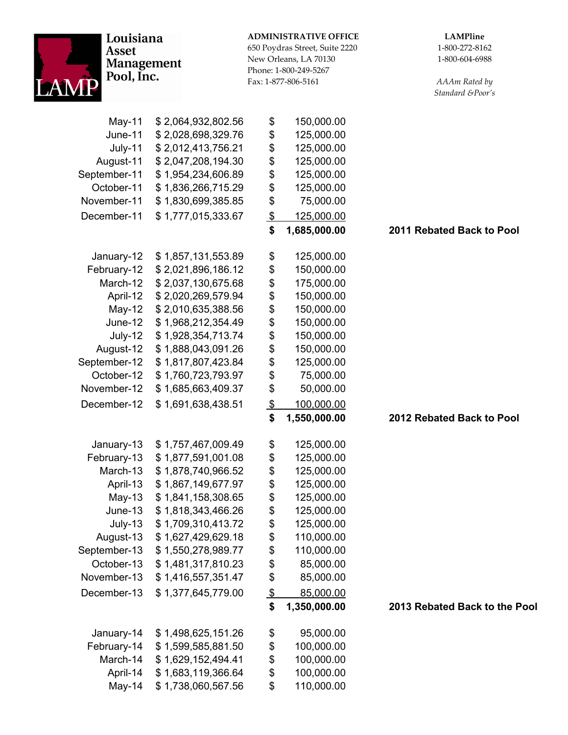**Louisiana Asset Management Pool, Inc.**

**ADMINISTRATIVE OFFICE**
650 Poydras Street, Suite 2220
New Orleans, LA 70130
Phone: 1-800-249-5267
Fax: 1-877-806-5161

**LAMPline**
1-800-272-8162
1-800-604-6988

*AAAm Rated by Standard &Poor's*

| Month | Balance | Rebate | |
|---|---|---|---|
| May-11 | $ 2,064,932,802.56 | $ 150,000.00 | |
| June-11 | $ 2,028,698,329.76 | $ 125,000.00 | |
| July-11 | $ 2,012,413,756.21 | $ 125,000.00 | |
| August-11 | $ 2,047,208,194.30 | $ 125,000.00 | |
| September-11 | $ 1,954,234,606.89 | $ 125,000.00 | |
| October-11 | $ 1,836,266,715.29 | $ 125,000.00 | |
| November-11 | $ 1,830,699,385.85 | $ 75,000.00 | |
| December-11 | $ 1,777,015,333.67 | $ 125,000.00 | |
| | | **$ 1,685,000.00** | **2011 Rebated Back to Pool** |
| January-12 | $ 1,857,131,553.89 | $ 125,000.00 | |
| February-12 | $ 2,021,896,186.12 | $ 150,000.00 | |
| March-12 | $ 2,037,130,675.68 | $ 175,000.00 | |
| April-12 | $ 2,020,269,579.94 | $ 150,000.00 | |
| May-12 | $ 2,010,635,388.56 | $ 150,000.00 | |
| June-12 | $ 1,968,212,354.49 | $ 150,000.00 | |
| July-12 | $ 1,928,354,713.74 | $ 150,000.00 | |
| August-12 | $ 1,888,043,091.26 | $ 150,000.00 | |
| September-12 | $ 1,817,807,423.84 | $ 125,000.00 | |
| October-12 | $ 1,760,723,793.97 | $ 75,000.00 | |
| November-12 | $ 1,685,663,409.37 | $ 50,000.00 | |
| December-12 | $ 1,691,638,438.51 | $ 100,000.00 | |
| | | **$ 1,550,000.00** | **2012 Rebated Back to Pool** |
| January-13 | $ 1,757,467,009.49 | $ 125,000.00 | |
| February-13 | $ 1,877,591,001.08 | $ 125,000.00 | |
| March-13 | $ 1,878,740,966.52 | $ 125,000.00 | |
| April-13 | $ 1,867,149,677.97 | $ 125,000.00 | |
| May-13 | $ 1,841,158,308.65 | $ 125,000.00 | |
| June-13 | $ 1,818,343,466.26 | $ 125,000.00 | |
| July-13 | $ 1,709,310,413.72 | $ 125,000.00 | |
| August-13 | $ 1,627,429,629.18 | $ 110,000.00 | |
| September-13 | $ 1,550,278,989.77 | $ 110,000.00 | |
| October-13 | $ 1,481,317,810.23 | $ 85,000.00 | |
| November-13 | $ 1,416,557,351.47 | $ 85,000.00 | |
| December-13 | $ 1,377,645,779.00 | $ 85,000.00 | |
| | | **$ 1,350,000.00** | **2013 Rebated Back to the Pool** |
| January-14 | $ 1,498,625,151.26 | $ 95,000.00 | |
| February-14 | $ 1,599,585,881.50 | $ 100,000.00 | |
| March-14 | $ 1,629,152,494.41 | $ 100,000.00 | |
| April-14 | $ 1,683,119,366.64 | $ 100,000.00 | |
| May-14 | $ 1,738,060,567.56 | $ 110,000.00 | |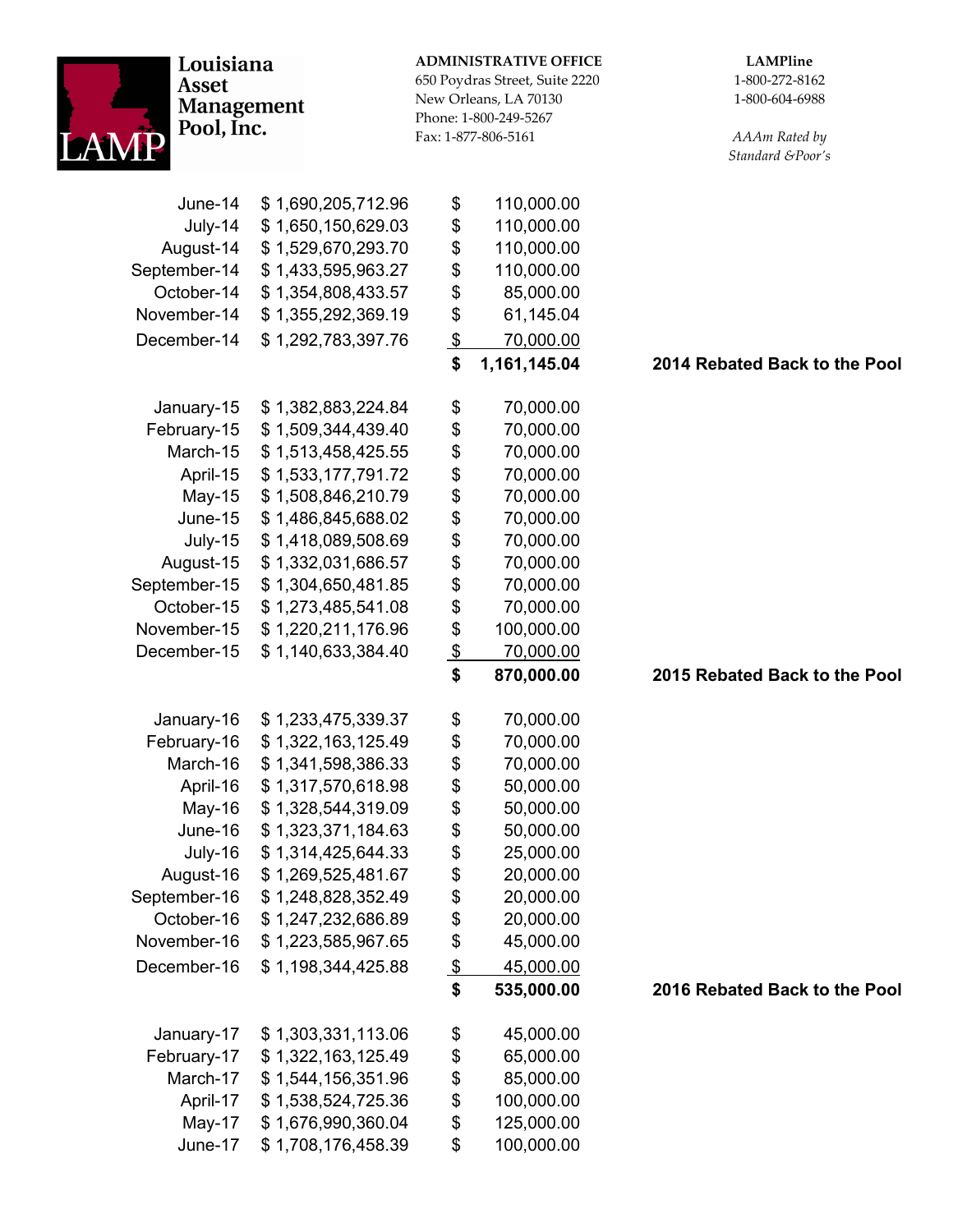**Louisiana Asset Management Pool, Inc.**

**ADMINISTRATIVE OFFICE**
650 Poydras Street, Suite 2220
New Orleans, LA 70130
Phone: 1-800-249-5267
Fax: 1-877-806-5161

**LAMPline**
1-800-272-8162
1-800-604-6988

*AAAm Rated by Standard &Poor's*

| | | | |
|---|---|---|---|
| June-14 | $ 1,690,205,712.96 | $ 110,000.00 | |
| July-14 | $ 1,650,150,629.03 | $ 110,000.00 | |
| August-14 | $ 1,529,670,293.70 | $ 110,000.00 | |
| September-14 | $ 1,433,595,963.27 | $ 110,000.00 | |
| October-14 | $ 1,354,808,433.57 | $ 85,000.00 | |
| November-14 | $ 1,355,292,369.19 | $ 61,145.04 | |
| December-14 | $ 1,292,783,397.76 | $ 70,000.00 | |
| | | **$ 1,161,145.04** | **2014 Rebated Back to the Pool** |
| January-15 | $ 1,382,883,224.84 | $ 70,000.00 | |
| February-15 | $ 1,509,344,439.40 | $ 70,000.00 | |
| March-15 | $ 1,513,458,425.55 | $ 70,000.00 | |
| April-15 | $ 1,533,177,791.72 | $ 70,000.00 | |
| May-15 | $ 1,508,846,210.79 | $ 70,000.00 | |
| June-15 | $ 1,486,845,688.02 | $ 70,000.00 | |
| July-15 | $ 1,418,089,508.69 | $ 70,000.00 | |
| August-15 | $ 1,332,031,686.57 | $ 70,000.00 | |
| September-15 | $ 1,304,650,481.85 | $ 70,000.00 | |
| October-15 | $ 1,273,485,541.08 | $ 70,000.00 | |
| November-15 | $ 1,220,211,176.96 | $ 100,000.00 | |
| December-15 | $ 1,140,633,384.40 | $ 70,000.00 | |
| | | **$ 870,000.00** | **2015 Rebated Back to the Pool** |
| January-16 | $ 1,233,475,339.37 | $ 70,000.00 | |
| February-16 | $ 1,322,163,125.49 | $ 70,000.00 | |
| March-16 | $ 1,341,598,386.33 | $ 70,000.00 | |
| April-16 | $ 1,317,570,618.98 | $ 50,000.00 | |
| May-16 | $ 1,328,544,319.09 | $ 50,000.00 | |
| June-16 | $ 1,323,371,184.63 | $ 50,000.00 | |
| July-16 | $ 1,314,425,644.33 | $ 25,000.00 | |
| August-16 | $ 1,269,525,481.67 | $ 20,000.00 | |
| September-16 | $ 1,248,828,352.49 | $ 20,000.00 | |
| October-16 | $ 1,247,232,686.89 | $ 20,000.00 | |
| November-16 | $ 1,223,585,967.65 | $ 45,000.00 | |
| December-16 | $ 1,198,344,425.88 | $ 45,000.00 | |
| | | **$ 535,000.00** | **2016 Rebated Back to the Pool** |
| January-17 | $ 1,303,331,113.06 | $ 45,000.00 | |
| February-17 | $ 1,322,163,125.49 | $ 65,000.00 | |
| March-17 | $ 1,544,156,351.96 | $ 85,000.00 | |
| April-17 | $ 1,538,524,725.36 | $ 100,000.00 | |
| May-17 | $ 1,676,990,360.04 | $ 125,000.00 | |
| June-17 | $ 1,708,176,458.39 | $ 100,000.00 | |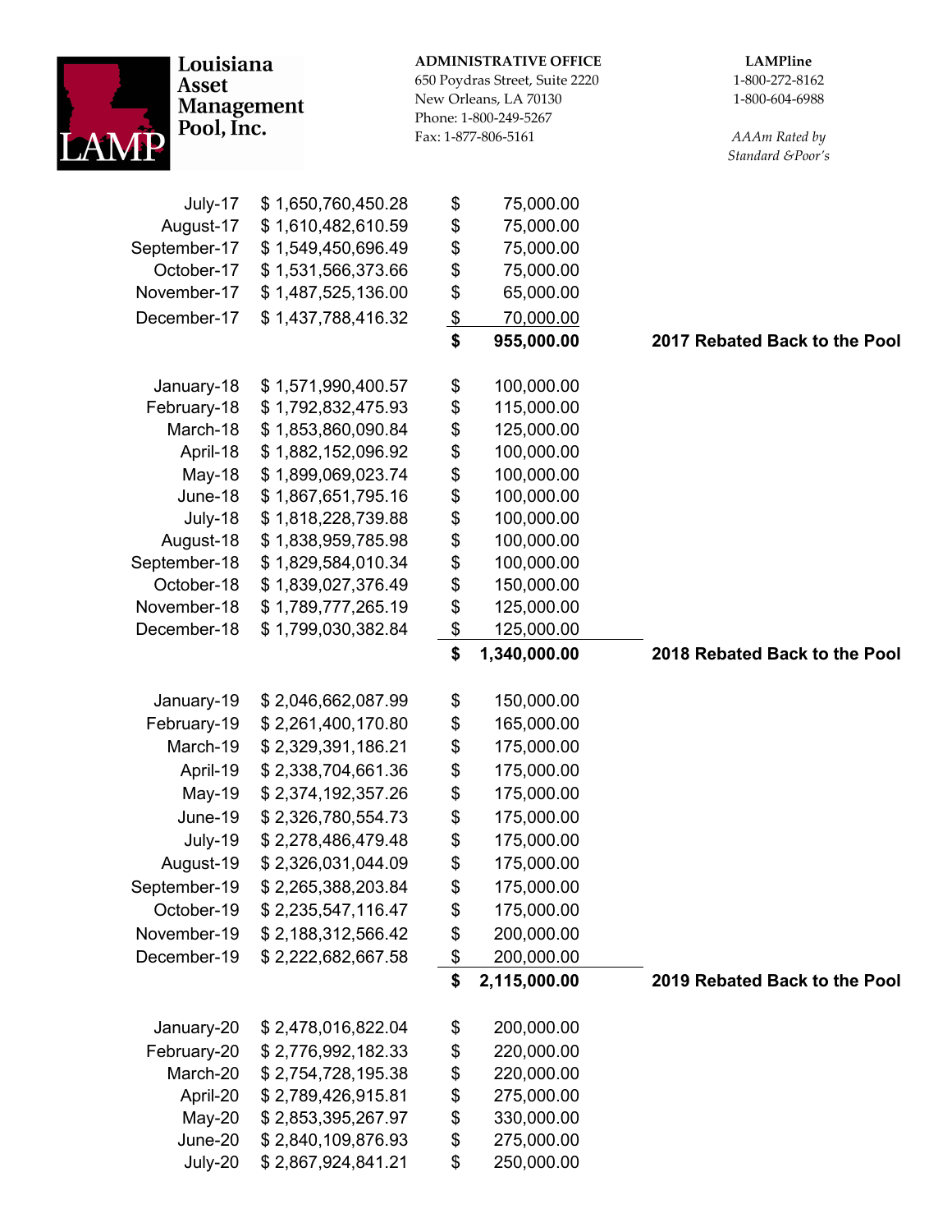**Louisiana Asset Management Pool, Inc.**

LAMP

**ADMINISTRATIVE OFFICE**
650 Poydras Street, Suite 2220
New Orleans, LA 70130
Phone: 1-800-249-5267
Fax: 1-877-806-5161

**LAMPline**
1-800-272-8162
1-800-604-6988

*AAAm Rated by Standard &Poor's*

| Month | Pool Balance | Amount | |
|---|---|---|---|
| July-17 | $ 1,650,760,450.28 | $ 75,000.00 | |
| August-17 | $ 1,610,482,610.59 | $ 75,000.00 | |
| September-17 | $ 1,549,450,696.49 | $ 75,000.00 | |
| October-17 | $ 1,531,566,373.66 | $ 75,000.00 | |
| November-17 | $ 1,487,525,136.00 | $ 65,000.00 | |
| December-17 | $ 1,437,788,416.32 | $ 70,000.00 | |
| | | **$ 955,000.00** | **2017 Rebated Back to the Pool** |
| January-18 | $ 1,571,990,400.57 | $ 100,000.00 | |
| February-18 | $ 1,792,832,475.93 | $ 115,000.00 | |
| March-18 | $ 1,853,860,090.84 | $ 125,000.00 | |
| April-18 | $ 1,882,152,096.92 | $ 100,000.00 | |
| May-18 | $ 1,899,069,023.74 | $ 100,000.00 | |
| June-18 | $ 1,867,651,795.16 | $ 100,000.00 | |
| July-18 | $ 1,818,228,739.88 | $ 100,000.00 | |
| August-18 | $ 1,838,959,785.98 | $ 100,000.00 | |
| September-18 | $ 1,829,584,010.34 | $ 100,000.00 | |
| October-18 | $ 1,839,027,376.49 | $ 150,000.00 | |
| November-18 | $ 1,789,777,265.19 | $ 125,000.00 | |
| December-18 | $ 1,799,030,382.84 | $ 125,000.00 | |
| | | **$ 1,340,000.00** | **2018 Rebated Back to the Pool** |
| January-19 | $ 2,046,662,087.99 | $ 150,000.00 | |
| February-19 | $ 2,261,400,170.80 | $ 165,000.00 | |
| March-19 | $ 2,329,391,186.21 | $ 175,000.00 | |
| April-19 | $ 2,338,704,661.36 | $ 175,000.00 | |
| May-19 | $ 2,374,192,357.26 | $ 175,000.00 | |
| June-19 | $ 2,326,780,554.73 | $ 175,000.00 | |
| July-19 | $ 2,278,486,479.48 | $ 175,000.00 | |
| August-19 | $ 2,326,031,044.09 | $ 175,000.00 | |
| September-19 | $ 2,265,388,203.84 | $ 175,000.00 | |
| October-19 | $ 2,235,547,116.47 | $ 175,000.00 | |
| November-19 | $ 2,188,312,566.42 | $ 200,000.00 | |
| December-19 | $ 2,222,682,667.58 | $ 200,000.00 | |
| | | **$ 2,115,000.00** | **2019 Rebated Back to the Pool** |
| January-20 | $ 2,478,016,822.04 | $ 200,000.00 | |
| February-20 | $ 2,776,992,182.33 | $ 220,000.00 | |
| March-20 | $ 2,754,728,195.38 | $ 220,000.00 | |
| April-20 | $ 2,789,426,915.81 | $ 275,000.00 | |
| May-20 | $ 2,853,395,267.97 | $ 330,000.00 | |
| June-20 | $ 2,840,109,876.93 | $ 275,000.00 | |
| July-20 | $ 2,867,924,841.21 | $ 250,000.00 | |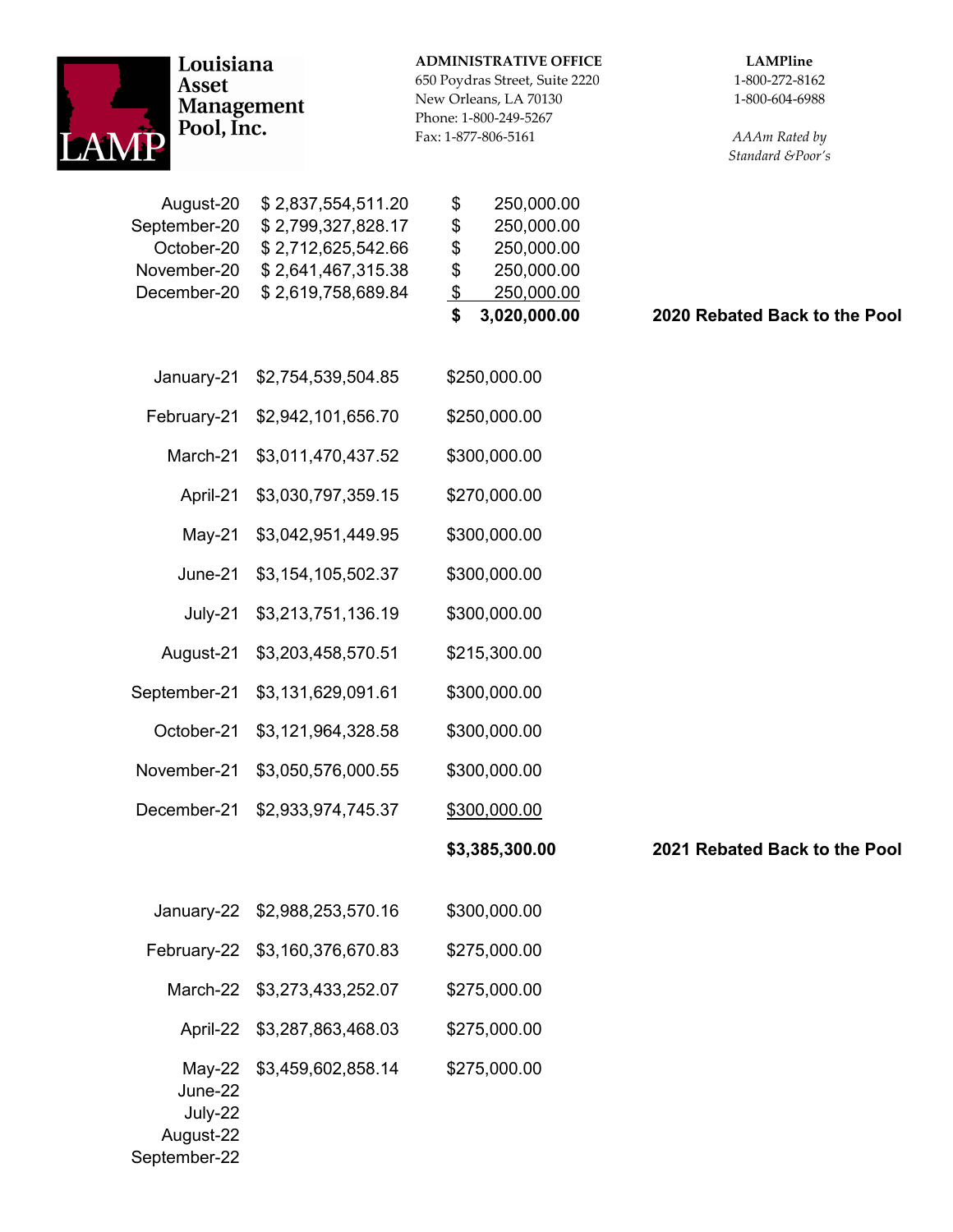**Louisiana Asset Management Pool, Inc.**

**ADMINISTRATIVE OFFICE**
650 Poydras Street, Suite 2220
New Orleans, LA 70130
Phone: 1-800-249-5267
Fax: 1-877-806-5161

**LAMPline**
1-800-272-8162
1-800-604-6988

*AAAm Rated by Standard &Poor's*

| | | | |
|---|---|---|---|
| August-20 | $ 2,837,554,511.20 | $ 250,000.00 | |
| September-20 | $ 2,799,327,828.17 | $ 250,000.00 | |
| October-20 | $ 2,712,625,542.66 | $ 250,000.00 | |
| November-20 | $ 2,641,467,315.38 | $ 250,000.00 | |
| December-20 | $ 2,619,758,689.84 | $ 250,000.00 | |
| | | **$ 3,020,000.00** | **2020 Rebated Back to the Pool** |
| January-21 | $2,754,539,504.85 | $250,000.00 | |
| February-21 | $2,942,101,656.70 | $250,000.00 | |
| March-21 | $3,011,470,437.52 | $300,000.00 | |
| April-21 | $3,030,797,359.15 | $270,000.00 | |
| May-21 | $3,042,951,449.95 | $300,000.00 | |
| June-21 | $3,154,105,502.37 | $300,000.00 | |
| July-21 | $3,213,751,136.19 | $300,000.00 | |
| August-21 | $3,203,458,570.51 | $215,300.00 | |
| September-21 | $3,131,629,091.61 | $300,000.00 | |
| October-21 | $3,121,964,328.58 | $300,000.00 | |
| November-21 | $3,050,576,000.55 | $300,000.00 | |
| December-21 | $2,933,974,745.37 | $300,000.00 | |
| | | **$3,385,300.00** | **2021 Rebated Back to the Pool** |
| January-22 | $2,988,253,570.16 | $300,000.00 | |
| February-22 | $3,160,376,670.83 | $275,000.00 | |
| March-22 | $3,273,433,252.07 | $275,000.00 | |
| April-22 | $3,287,863,468.03 | $275,000.00 | |
| May-22 | $3,459,602,858.14 | $275,000.00 | |
| June-22 | | | |
| July-22 | | | |
| August-22 | | | |
| September-22 | | | |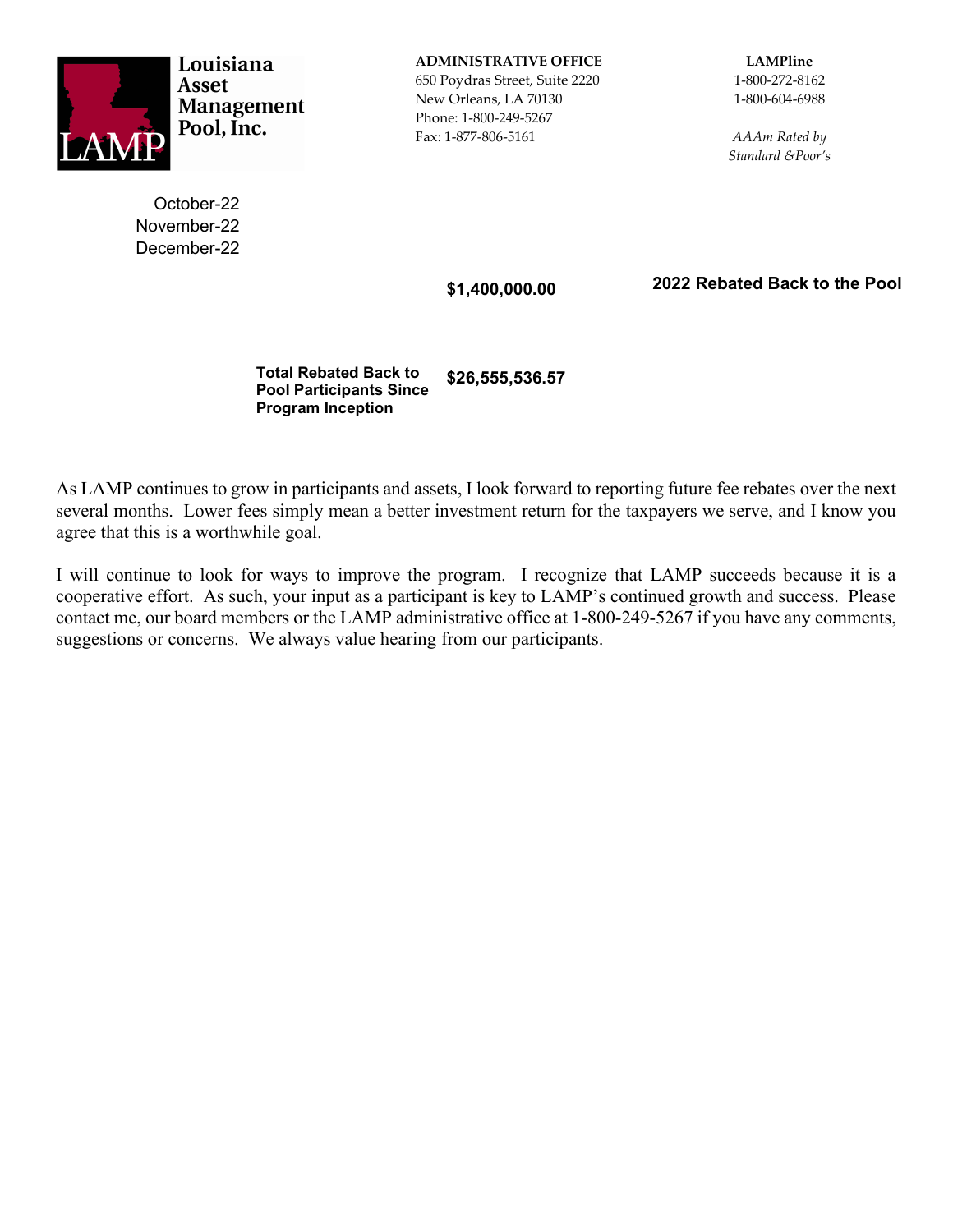**Louisiana Asset Management Pool, Inc.**

**ADMINISTRATIVE OFFICE**
650 Poydras Street, Suite 2220
New Orleans, LA 70130
Phone: 1-800-249-5267
Fax: 1-877-806-5161

**LAMPline**
1-800-272-8162
1-800-604-6988

*AAAm Rated by Standard &Poor's*

October-22
November-22
December-22

**$1,400,000.00** **2022 Rebated Back to the Pool**

**Total Rebated Back to Pool Participants Since Program Inception** **$26,555,536.57**

As LAMP continues to grow in participants and assets, I look forward to reporting future fee rebates over the next several months. Lower fees simply mean a better investment return for the taxpayers we serve, and I know you agree that this is a worthwhile goal.

I will continue to look for ways to improve the program. I recognize that LAMP succeeds because it is a cooperative effort. As such, your input as a participant is key to LAMP's continued growth and success. Please contact me, our board members or the LAMP administrative office at 1-800-249-5267 if you have any comments, suggestions or concerns. We always value hearing from our participants.